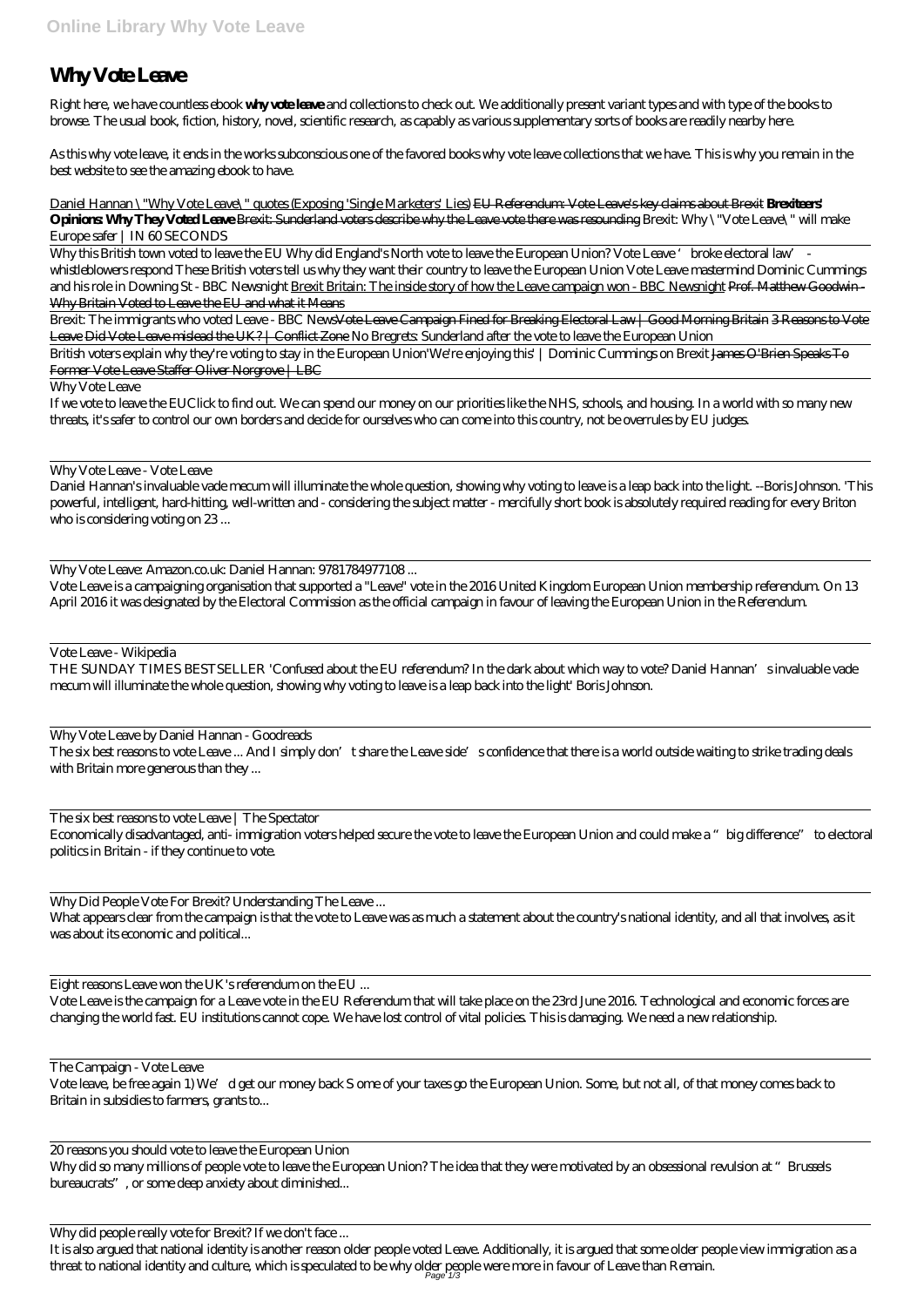# Why Vote Leave

Right here, we have countless ebook **why vote leave** and collections to check out. We additionally present variant types and with type of the books to browse. The usual book, fiction, history, novel, scientific research, as capably as various supplementary sorts of books are readily nearby here.

As this why vote leave, it ends in the works subconscious one of the favored books why vote leave collections that we have. This is why you remain in the best website to see the amazing ebook to have.

Daniel Hannan \"Why Vote Leave\" quotes (Exposing 'Single Marketers' Lies) ~~EU Referendum: Vote Leave's key claims about Brexit~~ **Brexiteers' Opinions: Why They Voted Leave** ~~Brexit: Sunderland voters describe why the Leave vote there was resounding~~ *Brexit: Why \"Vote Leave\" will make Europe safer | IN 60 SECONDS*

Why this British town voted to leave the EU *Why did England's North vote to leave the European Union? Vote Leave 'broke electoral law' - whistleblowers respond These British voters tell us why they want their country to leave the European Union Vote Leave mastermind Dominic Cummings and his role in Downing St - BBC Newsnight* Brexit Britain: The inside story of how the Leave campaign won - BBC Newsnight ~~Prof. Matthew Goodwin - Why Britain Voted to Leave the EU and what it Means~~

Brexit: The immigrants who voted Leave - BBC News~~Vote Leave Campaign Fined for Breaking Electoral Law | Good Morning Britain~~ ~~3 Reasons to Vote Leave~~ ~~Did Vote Leave mislead the UK? | Conflict Zone~~ *No Bregrets: Sunderland after the vote to leave the European Union*

British voters explain why they're voting to stay in the European Union*'We're enjoying this' | Dominic Cummings on Brexit* ~~James O'Brien Speaks To Former Vote Leave Staffer Oliver Norgrove | LBC~~

Why Vote Leave

If we vote to leave the EUClick to find out. We can spend our money on our priorities like the NHS, schools, and housing. In a world with so many new threats, it's safer to control our own borders and decide for ourselves who can come into this country, not be overrules by EU judges.

Why Vote Leave - Vote Leave

Daniel Hannan's invaluable vade mecum will illuminate the whole question, showing why voting to leave is a leap back into the light. --Boris Johnson. 'This powerful, intelligent, hard-hitting, well-written and - considering the subject matter - mercifully short book is absolutely required reading for every Briton who is considering voting on 23 ...

Why Vote Leave: Amazon.co.uk: Daniel Hannan: 9781784977108 ...

Vote Leave is a campaigning organisation that supported a "Leave" vote in the 2016 United Kingdom European Union membership referendum. On 13 April 2016 it was designated by the Electoral Commission as the official campaign in favour of leaving the European Union in the Referendum.

Vote Leave - Wikipedia

THE SUNDAY TIMES BESTSELLER 'Confused about the EU referendum? In the dark about which way to vote? Daniel Hannan's invaluable vade mecum will illuminate the whole question, showing why voting to leave is a leap back into the light' Boris Johnson.

Why Vote Leave by Daniel Hannan - Goodreads

The six best reasons to vote Leave ... And I simply don't share the Leave side's confidence that there is a world outside waiting to strike trading deals with Britain more generous than they ...

The six best reasons to vote Leave | The Spectator

Economically disadvantaged, anti- immigration voters helped secure the vote to leave the European Union and could make a "big difference" to electoral politics in Britain - if they continue to vote.

Why Did People Vote For Brexit? Understanding The Leave ...

What appears clear from the campaign is that the vote to Leave was as much a statement about the country's national identity, and all that involves, as it was about its economic and political...

Eight reasons Leave won the UK's referendum on the EU ...

Vote Leave is the campaign for a Leave vote in the EU Referendum that will take place on the 23rd June 2016. Technological and economic forces are changing the world fast. EU institutions cannot cope. We have lost control of vital policies. This is damaging. We need a new relationship.

The Campaign - Vote Leave

Vote leave, be free again 1) We'd get our money back S ome of your taxes go the European Union. Some, but not all, of that money comes back to Britain in subsidies to farmers, grants to...

20 reasons you should vote to leave the European Union

Why did so many millions of people vote to leave the European Union? The idea that they were motivated by an obsessional revulsion at "Brussels bureaucrats", or some deep anxiety about diminished...

Why did people really vote for Brexit? If we don't face ...

It is also argued that national identity is another reason older people voted Leave. Additionally, it is argued that some older people view immigration as a threat to national identity and culture, which is speculated to be why older people were more in favour of Leave than Remain.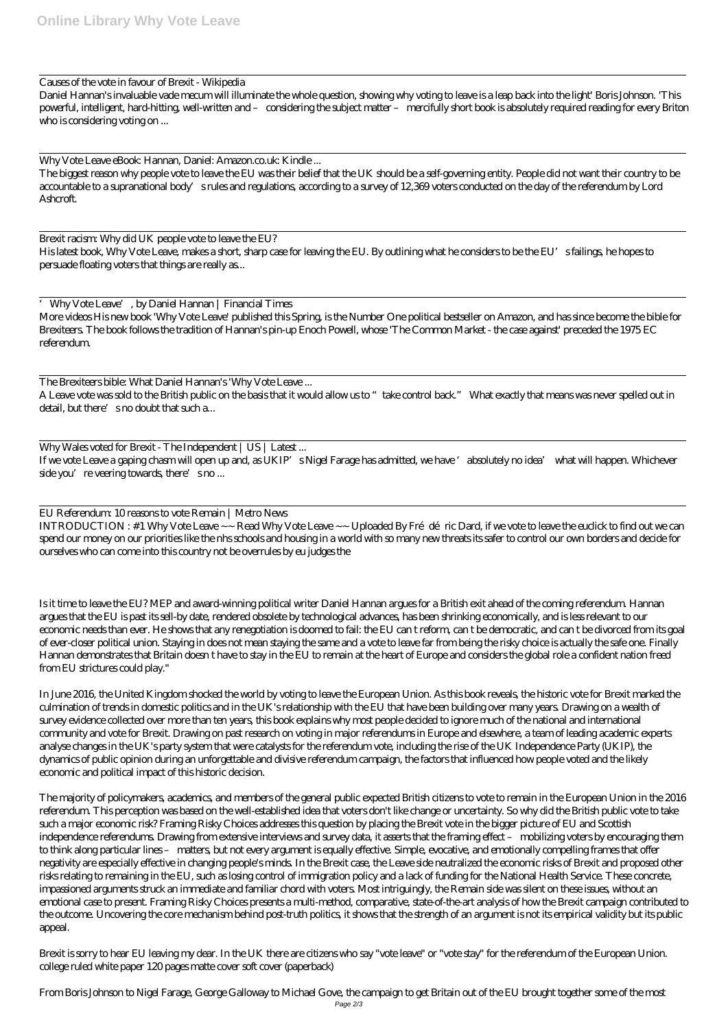Causes of the vote in favour of Brexit - Wikipedia

Daniel Hannan's invaluable vade mecum will illuminate the whole question, showing why voting to leave is a leap back into the light' Boris Johnson. 'This powerful, intelligent, hard-hitting, well-written and – considering the subject matter – mercifully short book is absolutely required reading for every Briton who is considering voting on ...

Why Vote Leave eBook: Hannan, Daniel: Amazon.co.uk: Kindle ...

The biggest reason why people vote to leave the EU was their belief that the UK should be a self-governing entity. People did not want their country to be accountable to a supranational body's rules and regulations, according to a survey of 12,369 voters conducted on the day of the referendum by Lord Ashcroft.

Brexit racism: Why did UK people vote to leave the EU?

His latest book, Why Vote Leave, makes a short, sharp case for leaving the EU. By outlining what he considers to be the EU's failings, he hopes to persuade floating voters that things are really as...

'Why Vote Leave', by Daniel Hannan | Financial Times

More videos His new book 'Why Vote Leave' published this Spring, is the Number One political bestseller on Amazon, and has since become the bible for Brexiteers. The book follows the tradition of Hannan's pin-up Enoch Powell, whose 'The Common Market - the case against' preceded the 1975 EC referendum.

The Brexiteers bible: What Daniel Hannan's 'Why Vote Leave ...

A Leave vote was sold to the British public on the basis that it would allow us to "take control back." What exactly that means was never spelled out in detail, but there's no doubt that such a...

Why Wales voted for Brexit - The Independent | US | Latest ...

If we vote Leave a gaping chasm will open up and, as UKIP's Nigel Farage has admitted, we have 'absolutely no idea' what will happen. Whichever side you're veering towards, there's no ...

EU Referendum: 10 reasons to vote Remain | Metro News

INTRODUCTION : #1 Why Vote Leave ~~ Read Why Vote Leave ~~ Uploaded By Frédéric Dard, if we vote to leave the euclick to find out we can spend our money on our priorities like the nhs schools and housing in a world with so many new threats its safer to control our own borders and decide for ourselves who can come into this country not be overrules by eu judges the

Is it time to leave the EU? MEP and award-winning political writer Daniel Hannan argues for a British exit ahead of the coming referendum. Hannan argues that the EU is past its sell-by date, rendered obsolete by technological advances, has been shrinking economically, and is less relevant to our economic needs than ever. He shows that any renegotiation is doomed to fail: the EU can t reform, can t be democratic, and can t be divorced from its goal of ever-closer political union. Staying in does not mean staying the same and a vote to leave far from being the risky choice is actually the safe one. Finally Hannan demonstrates that Britain doesn t have to stay in the EU to remain at the heart of Europe and considers the global role a confident nation freed from EU strictures could play."

In June 2016, the United Kingdom shocked the world by voting to leave the European Union. As this book reveals, the historic vote for Brexit marked the culmination of trends in domestic politics and in the UK's relationship with the EU that have been building over many years. Drawing on a wealth of survey evidence collected over more than ten years, this book explains why most people decided to ignore much of the national and international community and vote for Brexit. Drawing on past research on voting in major referendums in Europe and elsewhere, a team of leading academic experts analyse changes in the UK's party system that were catalysts for the referendum vote, including the rise of the UK Independence Party (UKIP), the dynamics of public opinion during an unforgettable and divisive referendum campaign, the factors that influenced how people voted and the likely economic and political impact of this historic decision.

The majority of policymakers, academics, and members of the general public expected British citizens to vote to remain in the European Union in the 2016 referendum. This perception was based on the well-established idea that voters don't like change or uncertainty. So why did the British public vote to take such a major economic risk? Framing Risky Choices addresses this question by placing the Brexit vote in the bigger picture of EU and Scottish independence referendums. Drawing from extensive interviews and survey data, it asserts that the framing effect – mobilizing voters by encouraging them to think along particular lines – matters, but not every argument is equally effective. Simple, evocative, and emotionally compelling frames that offer negativity are especially effective in changing people's minds. In the Brexit case, the Leave side neutralized the economic risks of Brexit and proposed other risks relating to remaining in the EU, such as losing control of immigration policy and a lack of funding for the National Health Service. These concrete, impassioned arguments struck an immediate and familiar chord with voters. Most intriguingly, the Remain side was silent on these issues, without an emotional case to present. Framing Risky Choices presents a multi-method, comparative, state-of-the-art analysis of how the Brexit campaign contributed to the outcome. Uncovering the core mechanism behind post-truth politics, it shows that the strength of an argument is not its empirical validity but its public appeal.

Brexit is sorry to hear EU leaving my dear. In the UK there are citizens who say "vote leave" or "vote stay" for the referendum of the European Union. college ruled white paper 120 pages matte cover soft cover (paperback)

From Boris Johnson to Nigel Farage, George Galloway to Michael Gove, the campaign to get Britain out of the EU brought together some of the most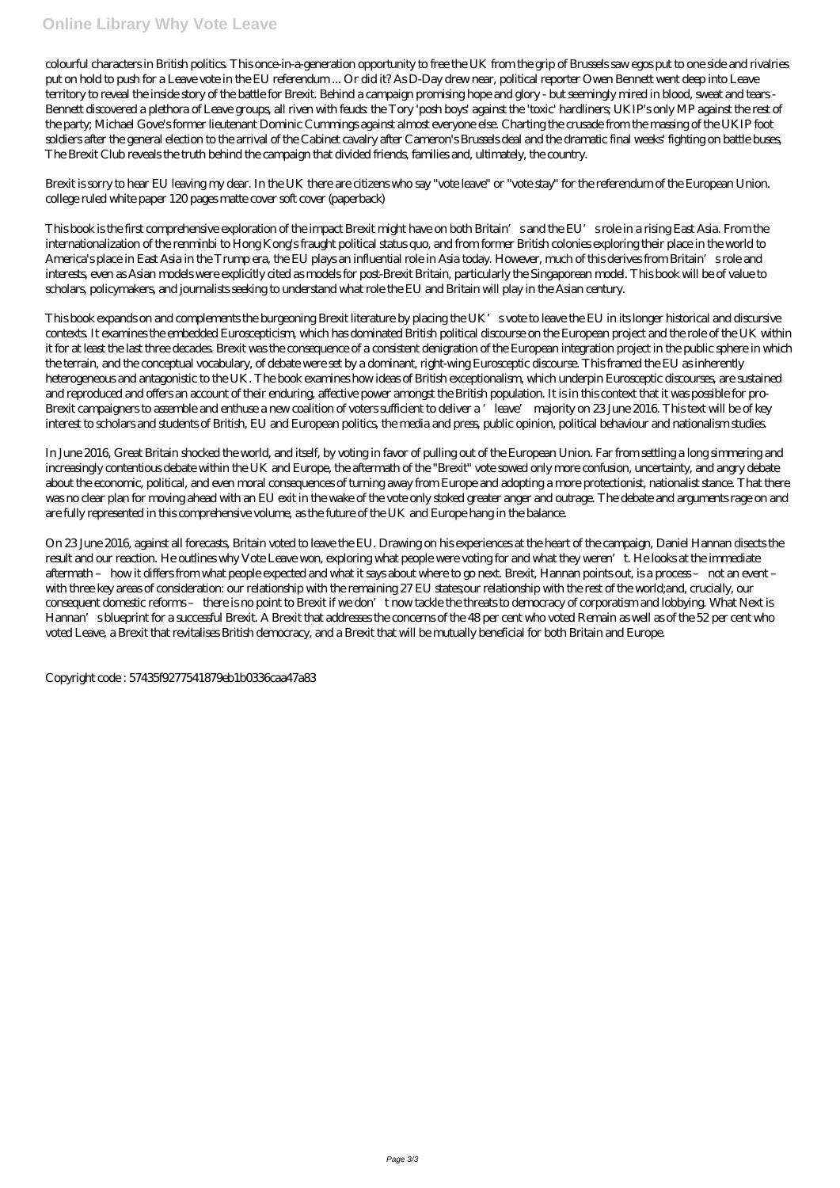colourful characters in British politics. This once-in-a-generation opportunity to free the UK from the grip of Brussels saw egos put to one side and rivalries put on hold to push for a Leave vote in the EU referendum ... Or did it? As D-Day drew near, political reporter Owen Bennett went deep into Leave territory to reveal the inside story of the battle for Brexit. Behind a campaign promising hope and glory - but seemingly mired in blood, sweat and tears - Bennett discovered a plethora of Leave groups, all riven with feuds: the Tory 'posh boys' against the 'toxic' hardliners; UKIP's only MP against the rest of the party; Michael Gove's former lieutenant Dominic Cummings against almost everyone else. Charting the crusade from the massing of the UKIP foot soldiers after the general election to the arrival of the Cabinet cavalry after Cameron's Brussels deal and the dramatic final weeks' fighting on battle buses, The Brexit Club reveals the truth behind the campaign that divided friends, families and, ultimately, the country.

Brexit is sorry to hear EU leaving my dear. In the UK there are citizens who say "vote leave" or "vote stay" for the referendum of the European Union. college ruled white paper 120 pages matte cover soft cover (paperback)

This book is the first comprehensive exploration of the impact Brexit might have on both Britain's and the EU's role in a rising East Asia. From the internationalization of the renminbi to Hong Kong's fraught political status quo, and from former British colonies exploring their place in the world to America's place in East Asia in the Trump era, the EU plays an influential role in Asia today. However, much of this derives from Britain's role and interests, even as Asian models were explicitly cited as models for post-Brexit Britain, particularly the Singaporean model. This book will be of value to scholars, policymakers, and journalists seeking to understand what role the EU and Britain will play in the Asian century.

This book expands on and complements the burgeoning Brexit literature by placing the UK's vote to leave the EU in its longer historical and discursive contexts. It examines the embedded Euroscepticism, which has dominated British political discourse on the European project and the role of the UK within it for at least the last three decades. Brexit was the consequence of a consistent denigration of the European integration project in the public sphere in which the terrain, and the conceptual vocabulary, of debate were set by a dominant, right-wing Eurosceptic discourse. This framed the EU as inherently heterogeneous and antagonistic to the UK. The book examines how ideas of British exceptionalism, which underpin Eurosceptic discourses, are sustained and reproduced and offers an account of their enduring, affective power amongst the British population. It is in this context that it was possible for pro-Brexit campaigners to assemble and enthuse a new coalition of voters sufficient to deliver a 'leave' majority on 23 June 2016. This text will be of key interest to scholars and students of British, EU and European politics, the media and press, public opinion, political behaviour and nationalism studies.

In June 2016, Great Britain shocked the world, and itself, by voting in favor of pulling out of the European Union. Far from settling a long simmering and increasingly contentious debate within the UK and Europe, the aftermath of the "Brexit" vote sowed only more confusion, uncertainty, and angry debate about the economic, political, and even moral consequences of turning away from Europe and adopting a more protectionist, nationalist stance. That there was no clear plan for moving ahead with an EU exit in the wake of the vote only stoked greater anger and outrage. The debate and arguments rage on and are fully represented in this comprehensive volume, as the future of the UK and Europe hang in the balance.

On 23 June 2016, against all forecasts, Britain voted to leave the EU. Drawing on his experiences at the heart of the campaign, Daniel Hannan disects the result and our reaction. He outlines why Vote Leave won, exploring what people were voting for and what they weren't. He looks at the immediate aftermath – how it differs from what people expected and what it says about where to go next. Brexit, Hannan points out, is a process – not an event – with three key areas of consideration: our relationship with the remaining 27 EU states;our relationship with the rest of the world;and, crucially, our consequent domestic reforms – there is no point to Brexit if we don't now tackle the threats to democracy of corporatism and lobbying. What Next is Hannan's blueprint for a successful Brexit. A Brexit that addresses the concerns of the 48 per cent who voted Remain as well as of the 52 per cent who voted Leave, a Brexit that revitalises British democracy, and a Brexit that will be mutually beneficial for both Britain and Europe.

Copyright code : 57435f9277541879eb1b0336caa47a83